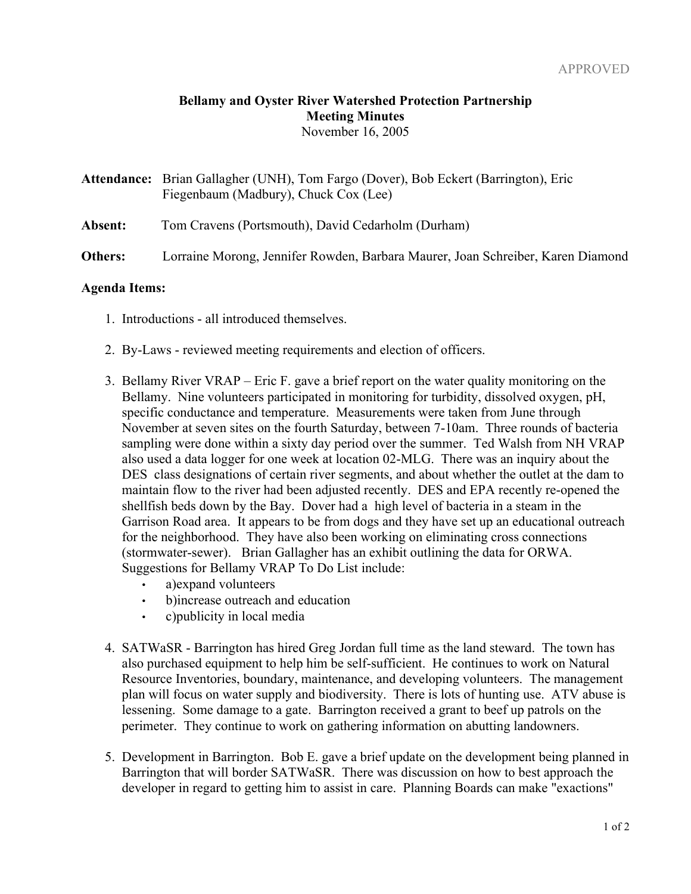APPROVED

**Bellamy and Oyster River Watershed Protection Partnership**
**Meeting Minutes**
November 16, 2005

**Attendance:** Brian Gallagher (UNH), Tom Fargo (Dover), Bob Eckert (Barrington), Eric Fiegenbaum (Madbury), Chuck Cox (Lee)

**Absent:** Tom Cravens (Portsmouth), David Cedarholm (Durham)

**Others:** Lorraine Morong, Jennifer Rowden, Barbara Maurer, Joan Schreiber, Karen Diamond

**Agenda Items:**

1. Introductions - all introduced themselves.

2. By-Laws - reviewed meeting requirements and election of officers.

3. Bellamy River VRAP – Eric F. gave a brief report on the water quality monitoring on the Bellamy. Nine volunteers participated in monitoring for turbidity, dissolved oxygen, pH, specific conductance and temperature. Measurements were taken from June through November at seven sites on the fourth Saturday, between 7-10am. Three rounds of bacteria sampling were done within a sixty day period over the summer. Ted Walsh from NH VRAP also used a data logger for one week at location 02-MLG. There was an inquiry about the DES class designations of certain river segments, and about whether the outlet at the dam to maintain flow to the river had been adjusted recently. DES and EPA recently re-opened the shellfish beds down by the Bay. Dover had a high level of bacteria in a steam in the Garrison Road area. It appears to be from dogs and they have set up an educational outreach for the neighborhood. They have also been working on eliminating cross connections (stormwater-sewer). Brian Gallagher has an exhibit outlining the data for ORWA. Suggestions for Bellamy VRAP To Do List include:
   - a)expand volunteers
   - b)increase outreach and education
   - c)publicity in local media

4. SATWaSR - Barrington has hired Greg Jordan full time as the land steward. The town has also purchased equipment to help him be self-sufficient. He continues to work on Natural Resource Inventories, boundary, maintenance, and developing volunteers. The management plan will focus on water supply and biodiversity. There is lots of hunting use. ATV abuse is lessening. Some damage to a gate. Barrington received a grant to beef up patrols on the perimeter. They continue to work on gathering information on abutting landowners.

5. Development in Barrington. Bob E. gave a brief update on the development being planned in Barrington that will border SATWaSR. There was discussion on how to best approach the developer in regard to getting him to assist in care. Planning Boards can make "exactions"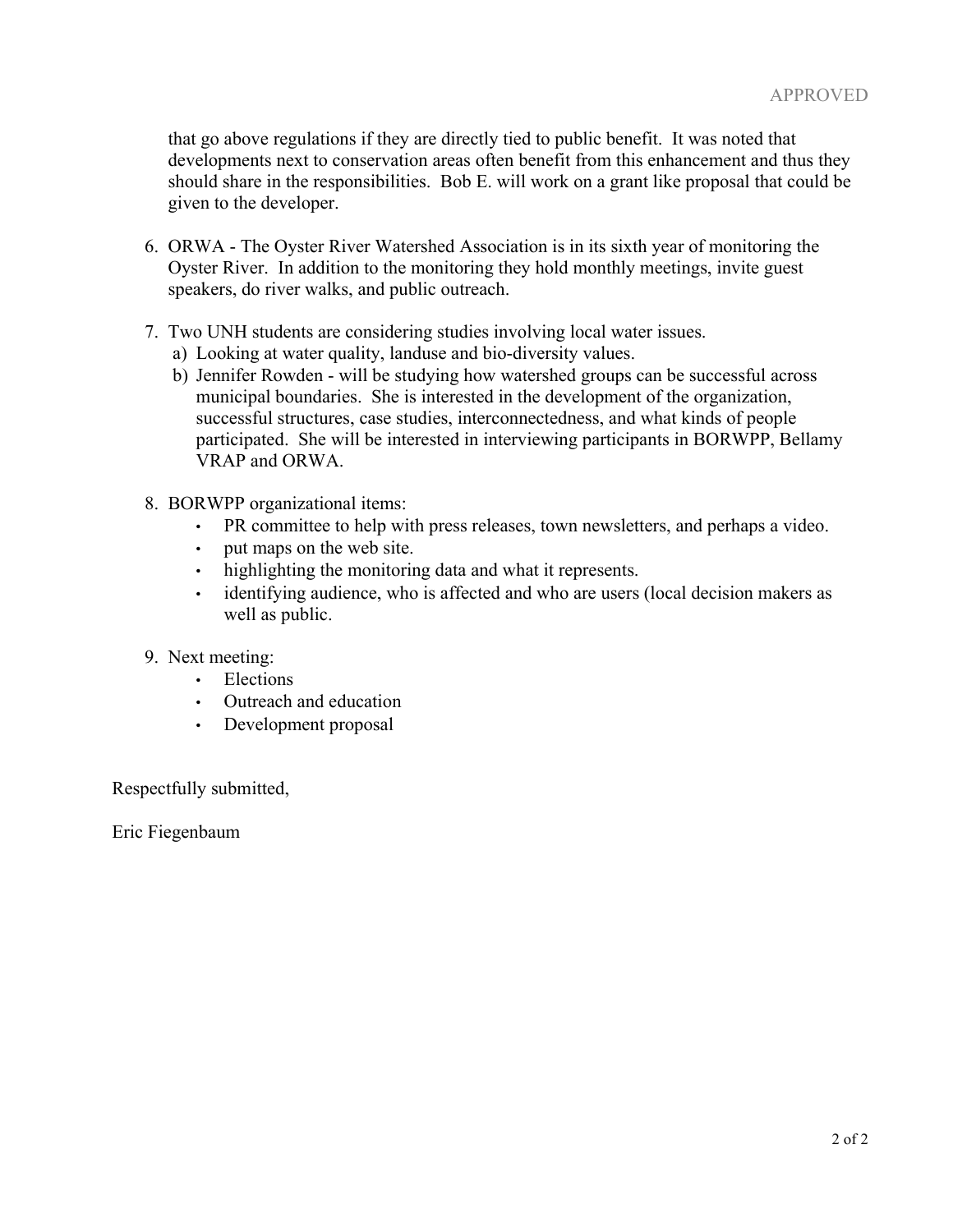that go above regulations if they are directly tied to public benefit. It was noted that developments next to conservation areas often benefit from this enhancement and thus they should share in the responsibilities. Bob E. will work on a grant like proposal that could be given to the developer.

6. ORWA - The Oyster River Watershed Association is in its sixth year of monitoring the Oyster River. In addition to the monitoring they hold monthly meetings, invite guest speakers, do river walks, and public outreach.

7. Two UNH students are considering studies involving local water issues.
   a) Looking at water quality, landuse and bio-diversity values.
   b) Jennifer Rowden - will be studying how watershed groups can be successful across municipal boundaries. She is interested in the development of the organization, successful structures, case studies, interconnectedness, and what kinds of people participated. She will be interested in interviewing participants in BORWPP, Bellamy VRAP and ORWA.

8. BORWPP organizational items:
   - PR committee to help with press releases, town newsletters, and perhaps a video.
   - put maps on the web site.
   - highlighting the monitoring data and what it represents.
   - identifying audience, who is affected and who are users (local decision makers as well as public.

9. Next meeting:
   - Elections
   - Outreach and education
   - Development proposal

Respectfully submitted,

Eric Fiegenbaum